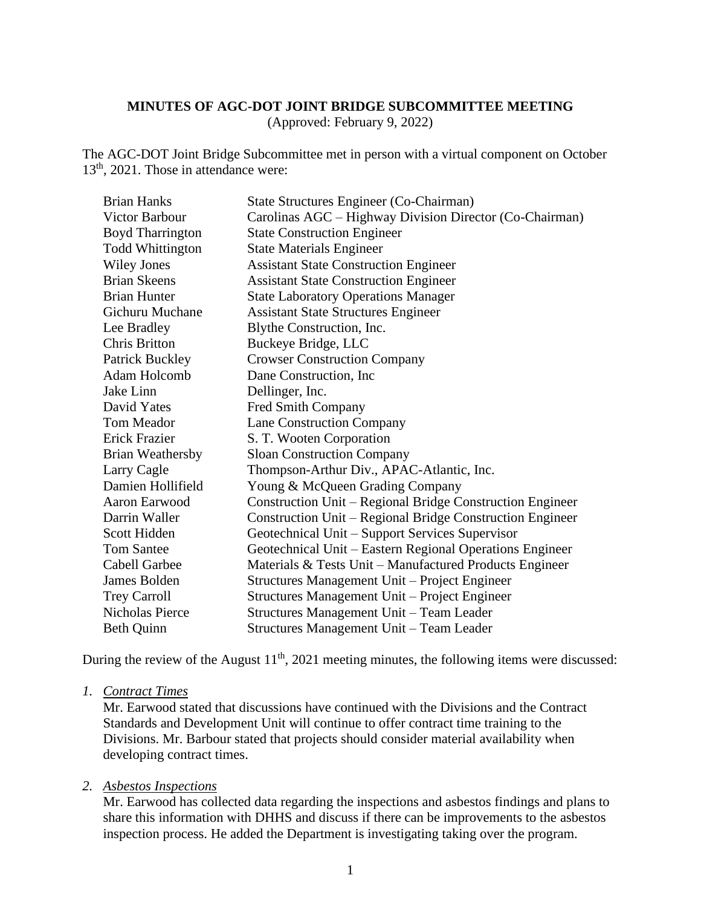**MINUTES OF AGC-DOT JOINT BRIDGE SUBCOMMITTEE MEETING**
(Approved: February 9, 2022)

The AGC-DOT Joint Bridge Subcommittee met in person with a virtual component on October 13th, 2021. Those in attendance were:

| | |
|---|---|
| Brian Hanks | State Structures Engineer (Co-Chairman) |
| Victor Barbour | Carolinas AGC – Highway Division Director (Co-Chairman) |
| Boyd Tharrington | State Construction Engineer |
| Todd Whittington | State Materials Engineer |
| Wiley Jones | Assistant State Construction Engineer |
| Brian Skeens | Assistant State Construction Engineer |
| Brian Hunter | State Laboratory Operations Manager |
| Gichuru Muchane | Assistant State Structures Engineer |
| Lee Bradley | Blythe Construction, Inc. |
| Chris Britton | Buckeye Bridge, LLC |
| Patrick Buckley | Crowser Construction Company |
| Adam Holcomb | Dane Construction, Inc |
| Jake Linn | Dellinger, Inc. |
| David Yates | Fred Smith Company |
| Tom Meador | Lane Construction Company |
| Erick Frazier | S. T. Wooten Corporation |
| Brian Weathersby | Sloan Construction Company |
| Larry Cagle | Thompson-Arthur Div., APAC-Atlantic, Inc. |
| Damien Hollifield | Young & McQueen Grading Company |
| Aaron Earwood | Construction Unit – Regional Bridge Construction Engineer |
| Darrin Waller | Construction Unit – Regional Bridge Construction Engineer |
| Scott Hidden | Geotechnical Unit – Support Services Supervisor |
| Tom Santee | Geotechnical Unit – Eastern Regional Operations Engineer |
| Cabell Garbee | Materials & Tests Unit – Manufactured Products Engineer |
| James Bolden | Structures Management Unit – Project Engineer |
| Trey Carroll | Structures Management Unit – Project Engineer |
| Nicholas Pierce | Structures Management Unit – Team Leader |
| Beth Quinn | Structures Management Unit – Team Leader |

During the review of the August 11th, 2021 meeting minutes, the following items were discussed:

1. *Contract Times*

   Mr. Earwood stated that discussions have continued with the Divisions and the Contract Standards and Development Unit will continue to offer contract time training to the Divisions. Mr. Barbour stated that projects should consider material availability when developing contract times.

2. *Asbestos Inspections*

   Mr. Earwood has collected data regarding the inspections and asbestos findings and plans to share this information with DHHS and discuss if there can be improvements to the asbestos inspection process. He added the Department is investigating taking over the program.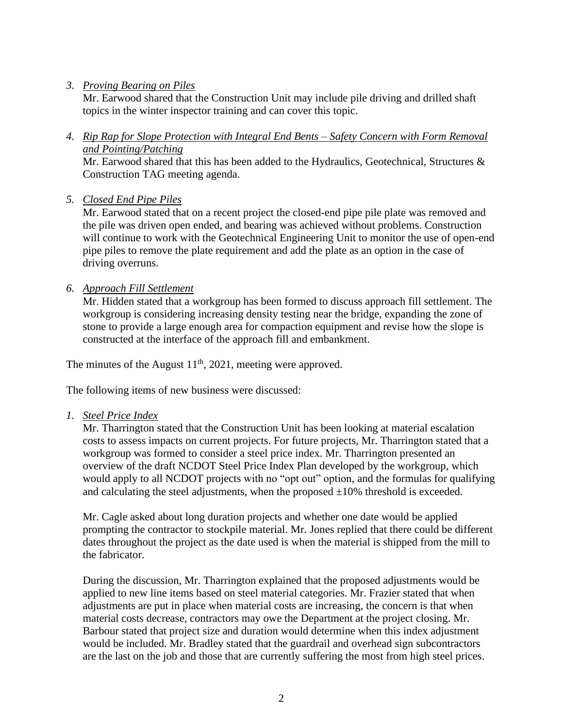3. *Proving Bearing on Piles*

   Mr. Earwood shared that the Construction Unit may include pile driving and drilled shaft topics in the winter inspector training and can cover this topic.

4. *Rip Rap for Slope Protection with Integral End Bents – Safety Concern with Form Removal and Pointing/Patching*

   Mr. Earwood shared that this has been added to the Hydraulics, Geotechnical, Structures & Construction TAG meeting agenda.

5. *Closed End Pipe Piles*

   Mr. Earwood stated that on a recent project the closed-end pipe pile plate was removed and the pile was driven open ended, and bearing was achieved without problems. Construction will continue to work with the Geotechnical Engineering Unit to monitor the use of open-end pipe piles to remove the plate requirement and add the plate as an option in the case of driving overruns.

6. *Approach Fill Settlement*

   Mr. Hidden stated that a workgroup has been formed to discuss approach fill settlement. The workgroup is considering increasing density testing near the bridge, expanding the zone of stone to provide a large enough area for compaction equipment and revise how the slope is constructed at the interface of the approach fill and embankment.

The minutes of the August 11th, 2021, meeting were approved.

The following items of new business were discussed:

1. *Steel Price Index*

   Mr. Tharrington stated that the Construction Unit has been looking at material escalation costs to assess impacts on current projects. For future projects, Mr. Tharrington stated that a workgroup was formed to consider a steel price index. Mr. Tharrington presented an overview of the draft NCDOT Steel Price Index Plan developed by the workgroup, which would apply to all NCDOT projects with no "opt out" option, and the formulas for qualifying and calculating the steel adjustments, when the proposed ±10% threshold is exceeded.

   Mr. Cagle asked about long duration projects and whether one date would be applied prompting the contractor to stockpile material. Mr. Jones replied that there could be different dates throughout the project as the date used is when the material is shipped from the mill to the fabricator.

   During the discussion, Mr. Tharrington explained that the proposed adjustments would be applied to new line items based on steel material categories. Mr. Frazier stated that when adjustments are put in place when material costs are increasing, the concern is that when material costs decrease, contractors may owe the Department at the project closing. Mr. Barbour stated that project size and duration would determine when this index adjustment would be included. Mr. Bradley stated that the guardrail and overhead sign subcontractors are the last on the job and those that are currently suffering the most from high steel prices.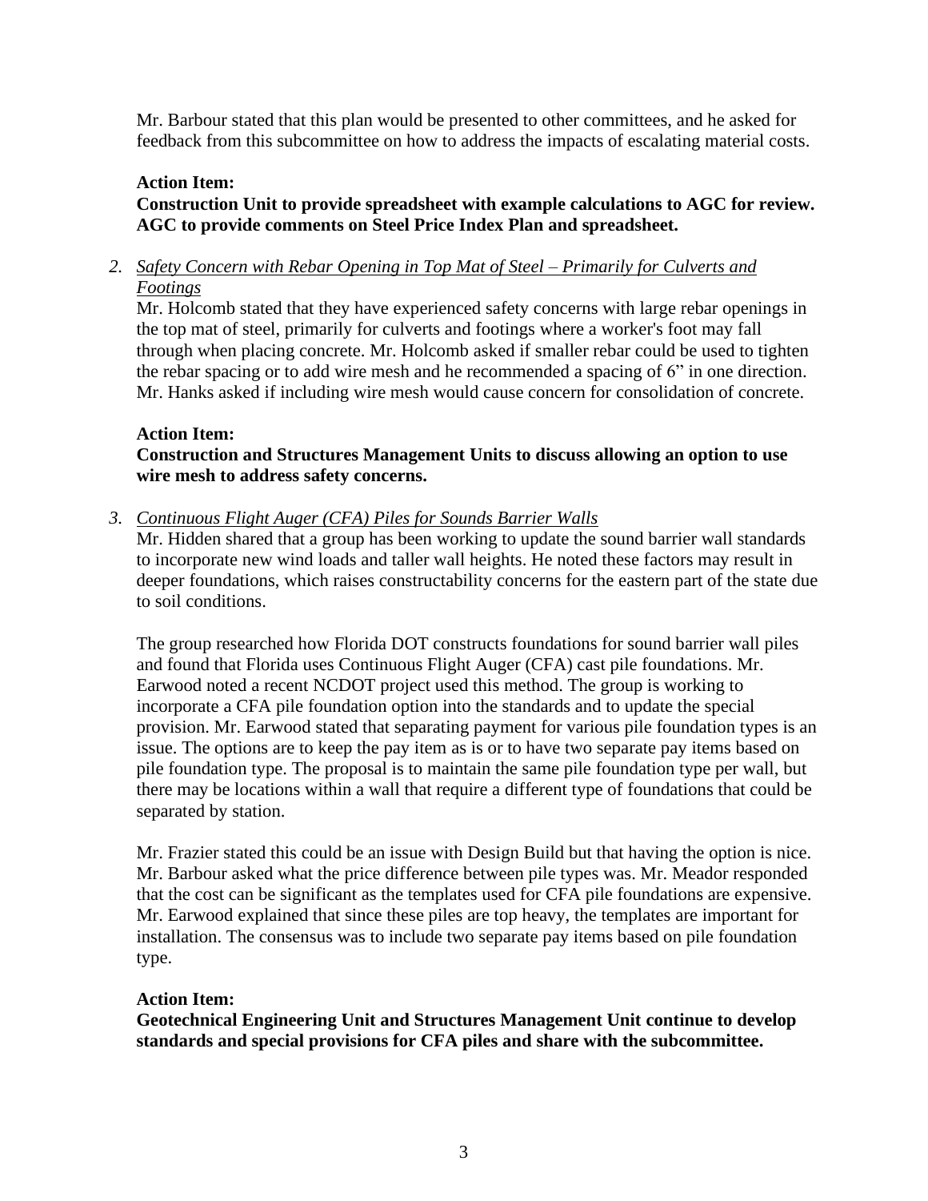Mr. Barbour stated that this plan would be presented to other committees, and he asked for feedback from this subcommittee on how to address the impacts of escalating material costs.

**Action Item:**
**Construction Unit to provide spreadsheet with example calculations to AGC for review. AGC to provide comments on Steel Price Index Plan and spreadsheet.**

2. *Safety Concern with Rebar Opening in Top Mat of Steel – Primarily for Culverts and Footings*
   Mr. Holcomb stated that they have experienced safety concerns with large rebar openings in the top mat of steel, primarily for culverts and footings where a worker's foot may fall through when placing concrete. Mr. Holcomb asked if smaller rebar could be used to tighten the rebar spacing or to add wire mesh and he recommended a spacing of 6" in one direction. Mr. Hanks asked if including wire mesh would cause concern for consolidation of concrete.

   **Action Item:**
   **Construction and Structures Management Units to discuss allowing an option to use wire mesh to address safety concerns.**

3. *Continuous Flight Auger (CFA) Piles for Sounds Barrier Walls*
   Mr. Hidden shared that a group has been working to update the sound barrier wall standards to incorporate new wind loads and taller wall heights. He noted these factors may result in deeper foundations, which raises constructability concerns for the eastern part of the state due to soil conditions.

   The group researched how Florida DOT constructs foundations for sound barrier wall piles and found that Florida uses Continuous Flight Auger (CFA) cast pile foundations. Mr. Earwood noted a recent NCDOT project used this method. The group is working to incorporate a CFA pile foundation option into the standards and to update the special provision. Mr. Earwood stated that separating payment for various pile foundation types is an issue. The options are to keep the pay item as is or to have two separate pay items based on pile foundation type. The proposal is to maintain the same pile foundation type per wall, but there may be locations within a wall that require a different type of foundations that could be separated by station.

   Mr. Frazier stated this could be an issue with Design Build but that having the option is nice. Mr. Barbour asked what the price difference between pile types was. Mr. Meador responded that the cost can be significant as the templates used for CFA pile foundations are expensive. Mr. Earwood explained that since these piles are top heavy, the templates are important for installation. The consensus was to include two separate pay items based on pile foundation type.

   **Action Item:**
   **Geotechnical Engineering Unit and Structures Management Unit continue to develop standards and special provisions for CFA piles and share with the subcommittee.**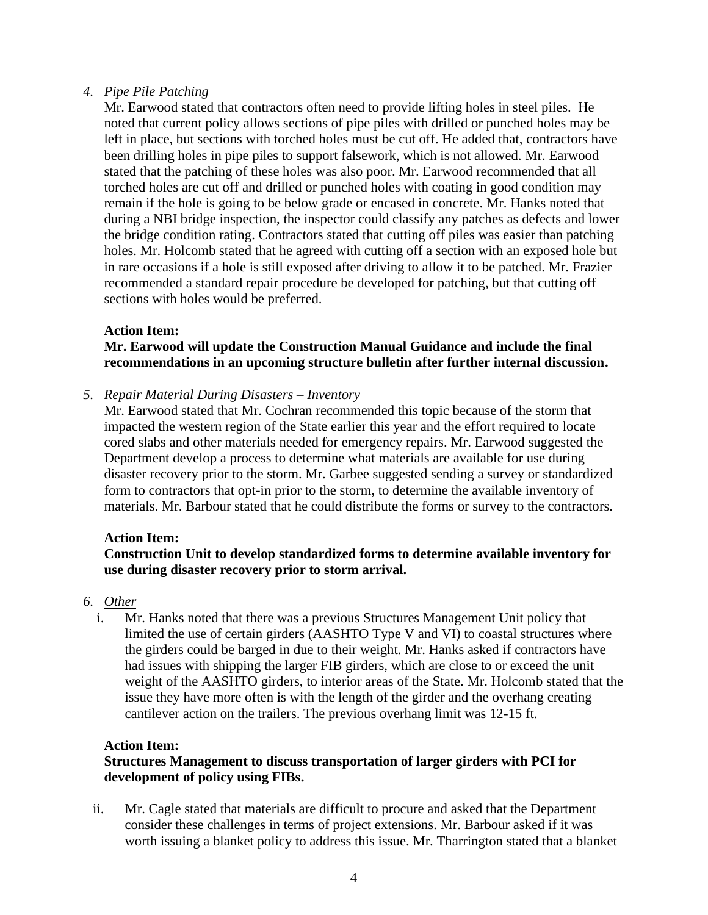4. *Pipe Pile Patching*

   Mr. Earwood stated that contractors often need to provide lifting holes in steel piles. He noted that current policy allows sections of pipe piles with drilled or punched holes may be left in place, but sections with torched holes must be cut off. He added that, contractors have been drilling holes in pipe piles to support falsework, which is not allowed. Mr. Earwood stated that the patching of these holes was also poor. Mr. Earwood recommended that all torched holes are cut off and drilled or punched holes with coating in good condition may remain if the hole is going to be below grade or encased in concrete. Mr. Hanks noted that during a NBI bridge inspection, the inspector could classify any patches as defects and lower the bridge condition rating. Contractors stated that cutting off piles was easier than patching holes. Mr. Holcomb stated that he agreed with cutting off a section with an exposed hole but in rare occasions if a hole is still exposed after driving to allow it to be patched. Mr. Frazier recommended a standard repair procedure be developed for patching, but that cutting off sections with holes would be preferred.

   **Action Item:**
   **Mr. Earwood will update the Construction Manual Guidance and include the final recommendations in an upcoming structure bulletin after further internal discussion.**

5. *Repair Material During Disasters – Inventory*

   Mr. Earwood stated that Mr. Cochran recommended this topic because of the storm that impacted the western region of the State earlier this year and the effort required to locate cored slabs and other materials needed for emergency repairs. Mr. Earwood suggested the Department develop a process to determine what materials are available for use during disaster recovery prior to the storm. Mr. Garbee suggested sending a survey or standardized form to contractors that opt-in prior to the storm, to determine the available inventory of materials. Mr. Barbour stated that he could distribute the forms or survey to the contractors.

   **Action Item:**
   **Construction Unit to develop standardized forms to determine available inventory for use during disaster recovery prior to storm arrival.**

6. *Other*

   i. Mr. Hanks noted that there was a previous Structures Management Unit policy that limited the use of certain girders (AASHTO Type V and VI) to coastal structures where the girders could be barged in due to their weight. Mr. Hanks asked if contractors have had issues with shipping the larger FIB girders, which are close to or exceed the unit weight of the AASHTO girders, to interior areas of the State. Mr. Holcomb stated that the issue they have more often is with the length of the girder and the overhang creating cantilever action on the trailers. The previous overhang limit was 12-15 ft.

   **Action Item:**
   **Structures Management to discuss transportation of larger girders with PCI for development of policy using FIBs.**

   ii. Mr. Cagle stated that materials are difficult to procure and asked that the Department consider these challenges in terms of project extensions. Mr. Barbour asked if it was worth issuing a blanket policy to address this issue. Mr. Tharrington stated that a blanket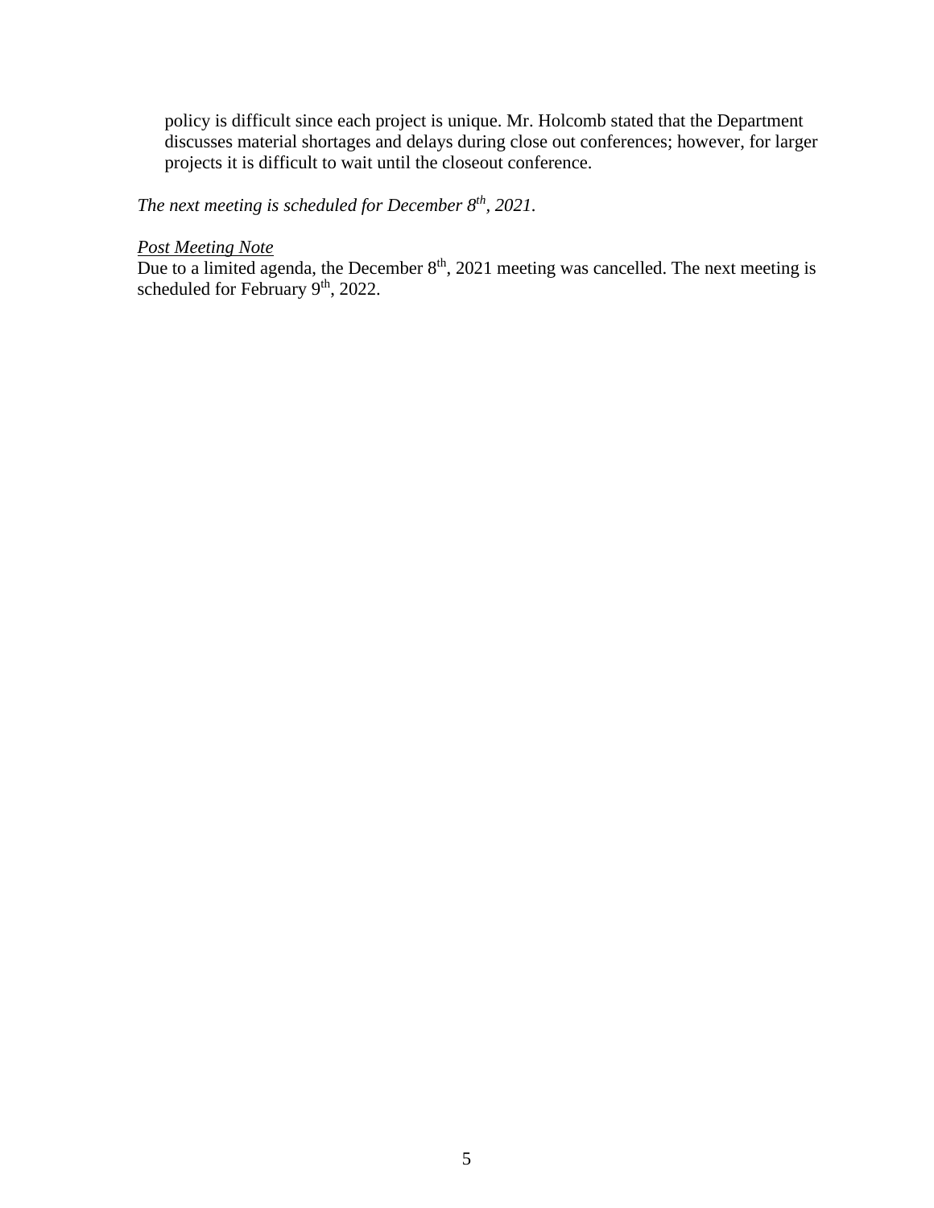policy is difficult since each project is unique. Mr. Holcomb stated that the Department discusses material shortages and delays during close out conferences; however, for larger projects it is difficult to wait until the closeout conference.

*The next meeting is scheduled for December 8th, 2021.*

<u>*Post Meeting Note*</u>

Due to a limited agenda, the December 8th, 2021 meeting was cancelled. The next meeting is scheduled for February 9th, 2022.